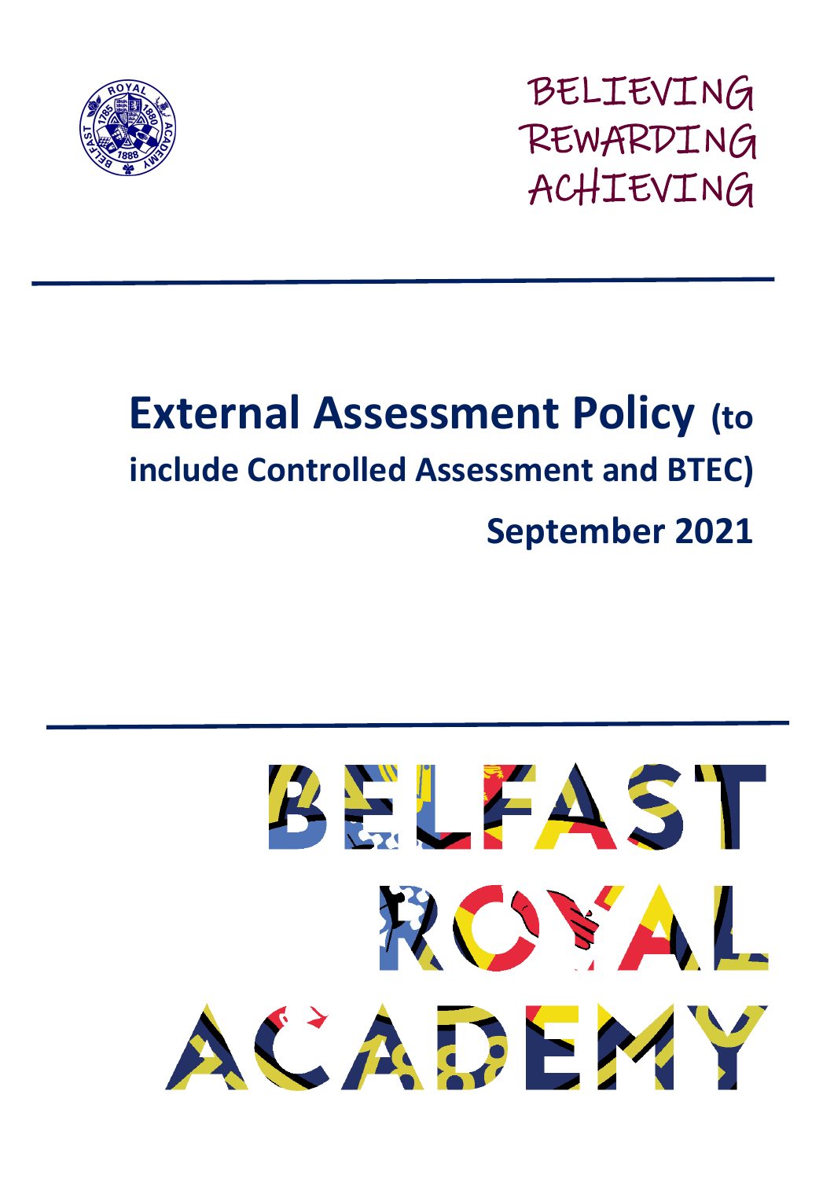BELIEVING
REWARDING
ACHIEVING

# External Assessment Policy (to include Controlled Assessment and BTEC)

## September 2021

BELFAST ROYAL ACADEMY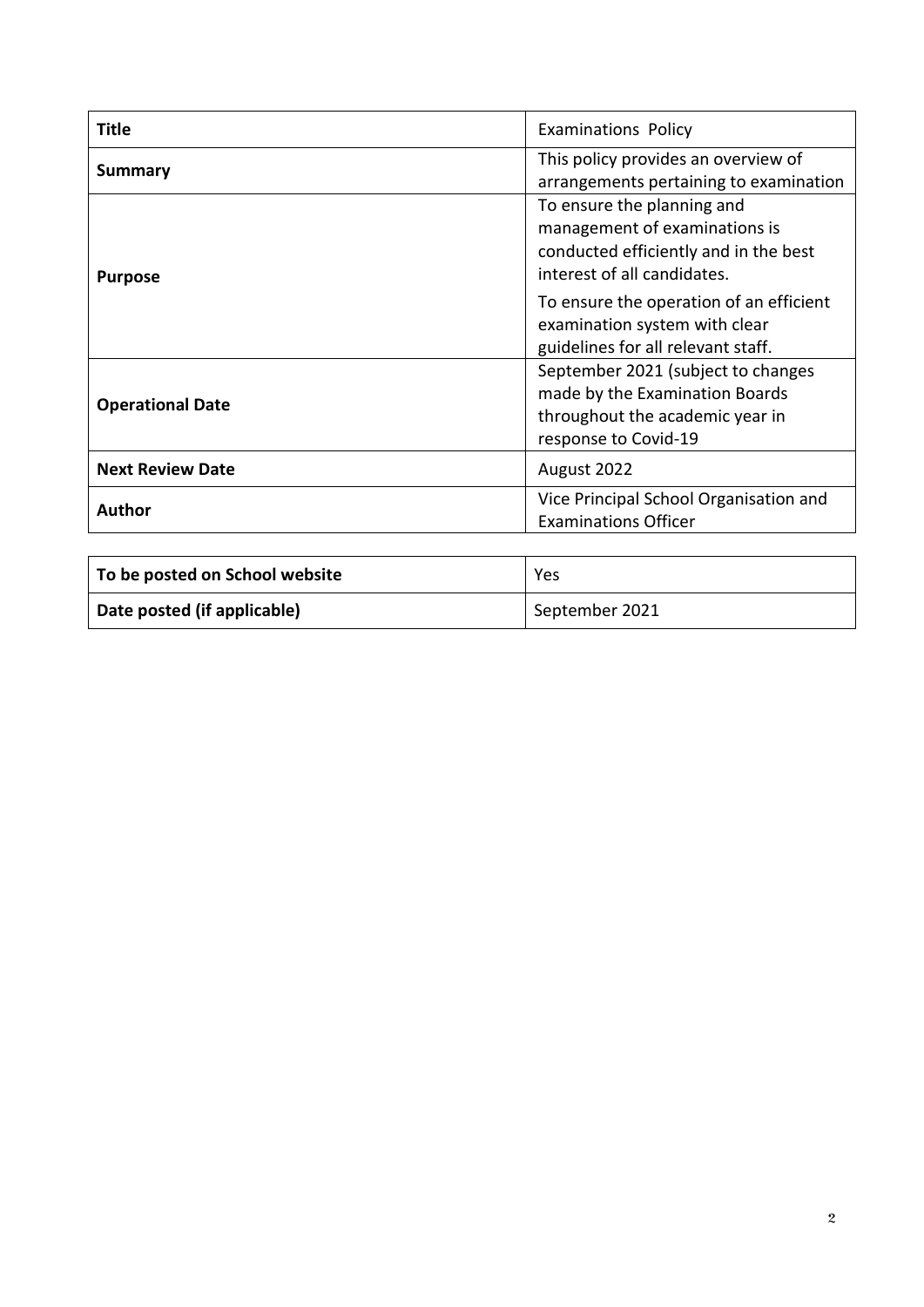| Title | Examinations Policy |
|---|---|
| **Summary** | This policy provides an overview of arrangements pertaining to examination |
| **Purpose** | To ensure the planning and management of examinations is conducted efficiently and in the best interest of all candidates.<br><br>To ensure the operation of an efficient examination system with clear guidelines for all relevant staff. |
| **Operational Date** | September 2021 (subject to changes made by the Examination Boards throughout the academic year in response to Covid-19 |
| **Next Review Date** | August 2022 |
| **Author** | Vice Principal School Organisation and Examinations Officer |

| To be posted on School website | Yes |
|---|---|
| **Date posted (if applicable)** | September 2021 |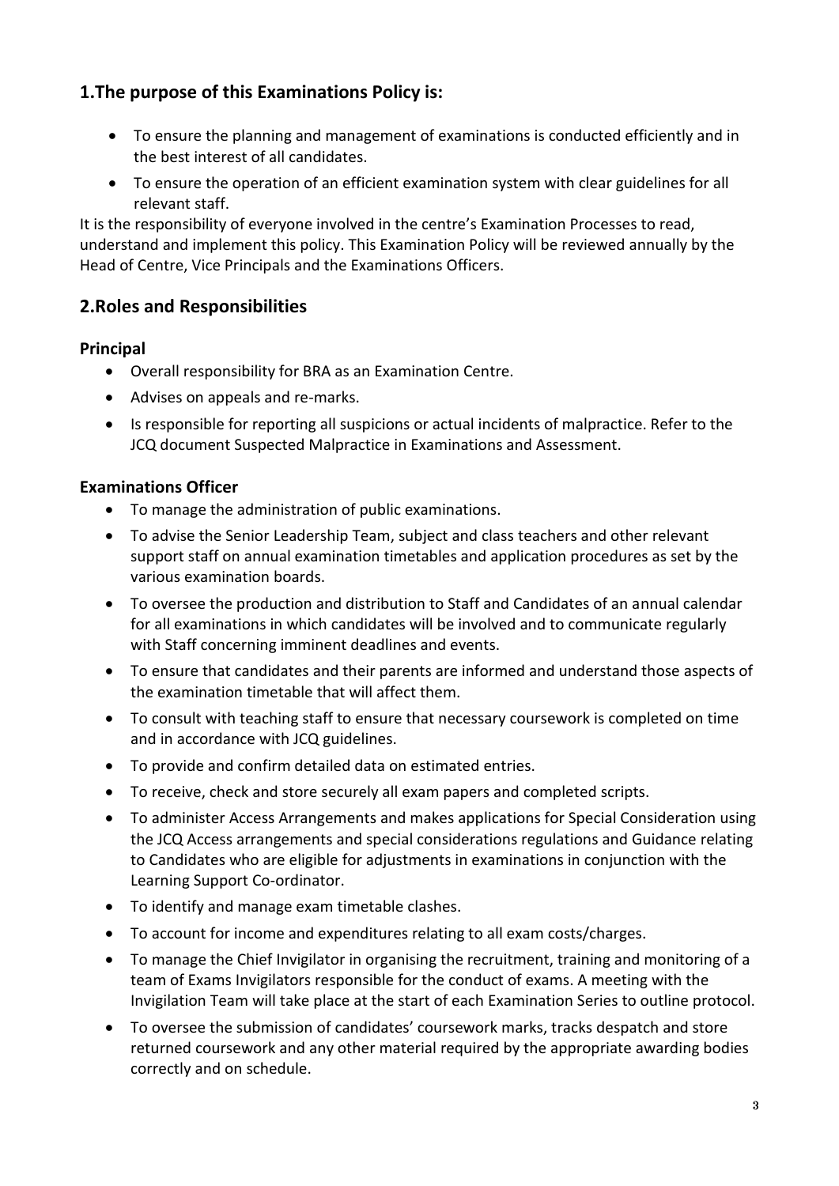## 1.The purpose of this Examinations Policy is:

- To ensure the planning and management of examinations is conducted efficiently and in the best interest of all candidates.
- To ensure the operation of an efficient examination system with clear guidelines for all relevant staff.

It is the responsibility of everyone involved in the centre's Examination Processes to read, understand and implement this policy. This Examination Policy will be reviewed annually by the Head of Centre, Vice Principals and the Examinations Officers.

## 2.Roles and Responsibilities

### Principal

- Overall responsibility for BRA as an Examination Centre.
- Advises on appeals and re-marks.
- Is responsible for reporting all suspicions or actual incidents of malpractice. Refer to the JCQ document Suspected Malpractice in Examinations and Assessment.

### Examinations Officer

- To manage the administration of public examinations.
- To advise the Senior Leadership Team, subject and class teachers and other relevant support staff on annual examination timetables and application procedures as set by the various examination boards.
- To oversee the production and distribution to Staff and Candidates of an annual calendar for all examinations in which candidates will be involved and to communicate regularly with Staff concerning imminent deadlines and events.
- To ensure that candidates and their parents are informed and understand those aspects of the examination timetable that will affect them.
- To consult with teaching staff to ensure that necessary coursework is completed on time and in accordance with JCQ guidelines.
- To provide and confirm detailed data on estimated entries.
- To receive, check and store securely all exam papers and completed scripts.
- To administer Access Arrangements and makes applications for Special Consideration using the JCQ Access arrangements and special considerations regulations and Guidance relating to Candidates who are eligible for adjustments in examinations in conjunction with the Learning Support Co-ordinator.
- To identify and manage exam timetable clashes.
- To account for income and expenditures relating to all exam costs/charges.
- To manage the Chief Invigilator in organising the recruitment, training and monitoring of a team of Exams Invigilators responsible for the conduct of exams. A meeting with the Invigilation Team will take place at the start of each Examination Series to outline protocol.
- To oversee the submission of candidates' coursework marks, tracks despatch and store returned coursework and any other material required by the appropriate awarding bodies correctly and on schedule.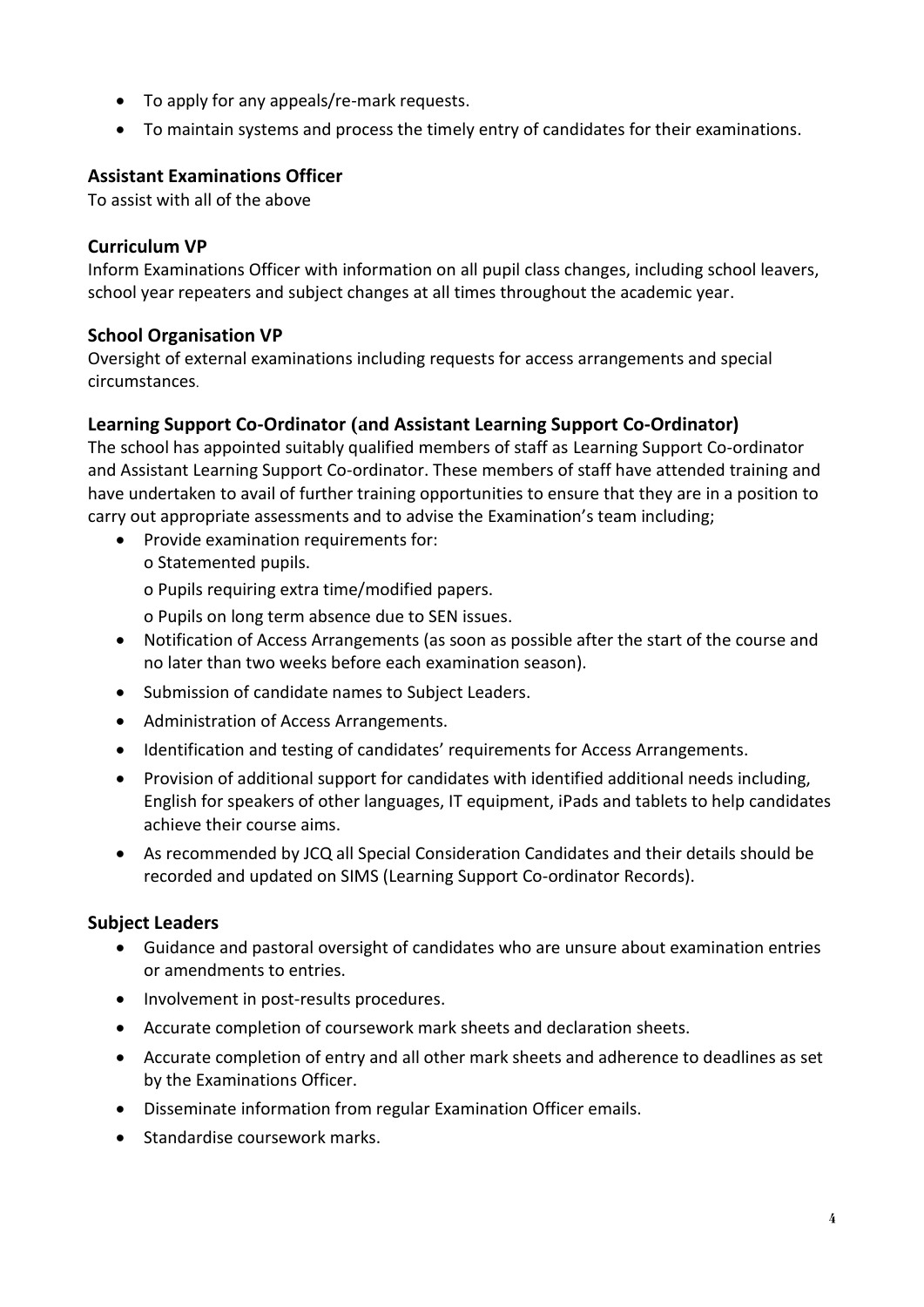- To apply for any appeals/re-mark requests.
- To maintain systems and process the timely entry of candidates for their examinations.

### Assistant Examinations Officer

To assist with all of the above

### Curriculum VP

Inform Examinations Officer with information on all pupil class changes, including school leavers, school year repeaters and subject changes at all times throughout the academic year.

### School Organisation VP

Oversight of external examinations including requests for access arrangements and special circumstances.

### Learning Support Co-Ordinator (and Assistant Learning Support Co-Ordinator)

The school has appointed suitably qualified members of staff as Learning Support Co-ordinator and Assistant Learning Support Co-ordinator. These members of staff have attended training and have undertaken to avail of further training opportunities to ensure that they are in a position to carry out appropriate assessments and to advise the Examination's team including;

- Provide examination requirements for:
  - o Statemented pupils.
  - o Pupils requiring extra time/modified papers.
  - o Pupils on long term absence due to SEN issues.
- Notification of Access Arrangements (as soon as possible after the start of the course and no later than two weeks before each examination season).
- Submission of candidate names to Subject Leaders.
- Administration of Access Arrangements.
- Identification and testing of candidates' requirements for Access Arrangements.
- Provision of additional support for candidates with identified additional needs including, English for speakers of other languages, IT equipment, iPads and tablets to help candidates achieve their course aims.
- As recommended by JCQ all Special Consideration Candidates and their details should be recorded and updated on SIMS (Learning Support Co-ordinator Records).

### Subject Leaders

- Guidance and pastoral oversight of candidates who are unsure about examination entries or amendments to entries.
- Involvement in post-results procedures.
- Accurate completion of coursework mark sheets and declaration sheets.
- Accurate completion of entry and all other mark sheets and adherence to deadlines as set by the Examinations Officer.
- Disseminate information from regular Examination Officer emails.
- Standardise coursework marks.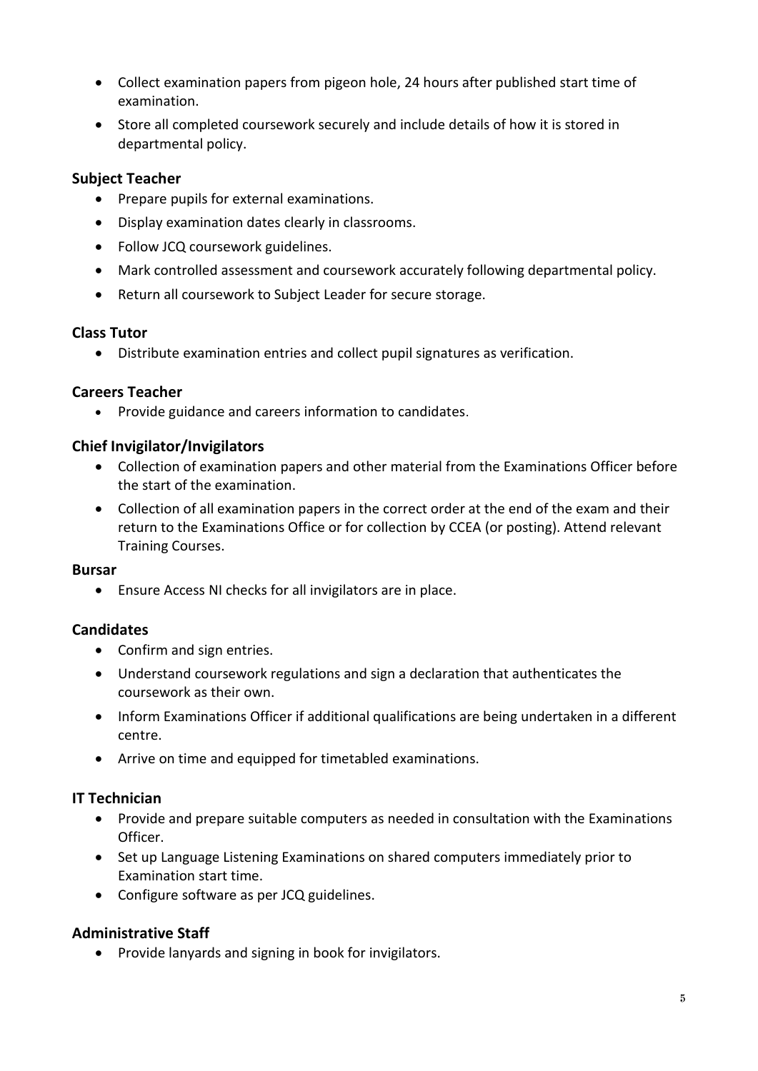- Collect examination papers from pigeon hole, 24 hours after published start time of examination.
- Store all completed coursework securely and include details of how it is stored in departmental policy.

**Subject Teacher**

- Prepare pupils for external examinations.
- Display examination dates clearly in classrooms.
- Follow JCQ coursework guidelines.
- Mark controlled assessment and coursework accurately following departmental policy.
- Return all coursework to Subject Leader for secure storage.

**Class Tutor**

- Distribute examination entries and collect pupil signatures as verification.

**Careers Teacher**

- Provide guidance and careers information to candidates.

**Chief Invigilator/Invigilators**

- Collection of examination papers and other material from the Examinations Officer before the start of the examination.
- Collection of all examination papers in the correct order at the end of the exam and their return to the Examinations Office or for collection by CCEA (or posting). Attend relevant Training Courses.

**Bursar**

- Ensure Access NI checks for all invigilators are in place.

**Candidates**

- Confirm and sign entries.
- Understand coursework regulations and sign a declaration that authenticates the coursework as their own.
- Inform Examinations Officer if additional qualifications are being undertaken in a different centre.
- Arrive on time and equipped for timetabled examinations.

**IT Technician**

- Provide and prepare suitable computers as needed in consultation with the Examinations Officer.
- Set up Language Listening Examinations on shared computers immediately prior to Examination start time.
- Configure software as per JCQ guidelines.

**Administrative Staff**

- Provide lanyards and signing in book for invigilators.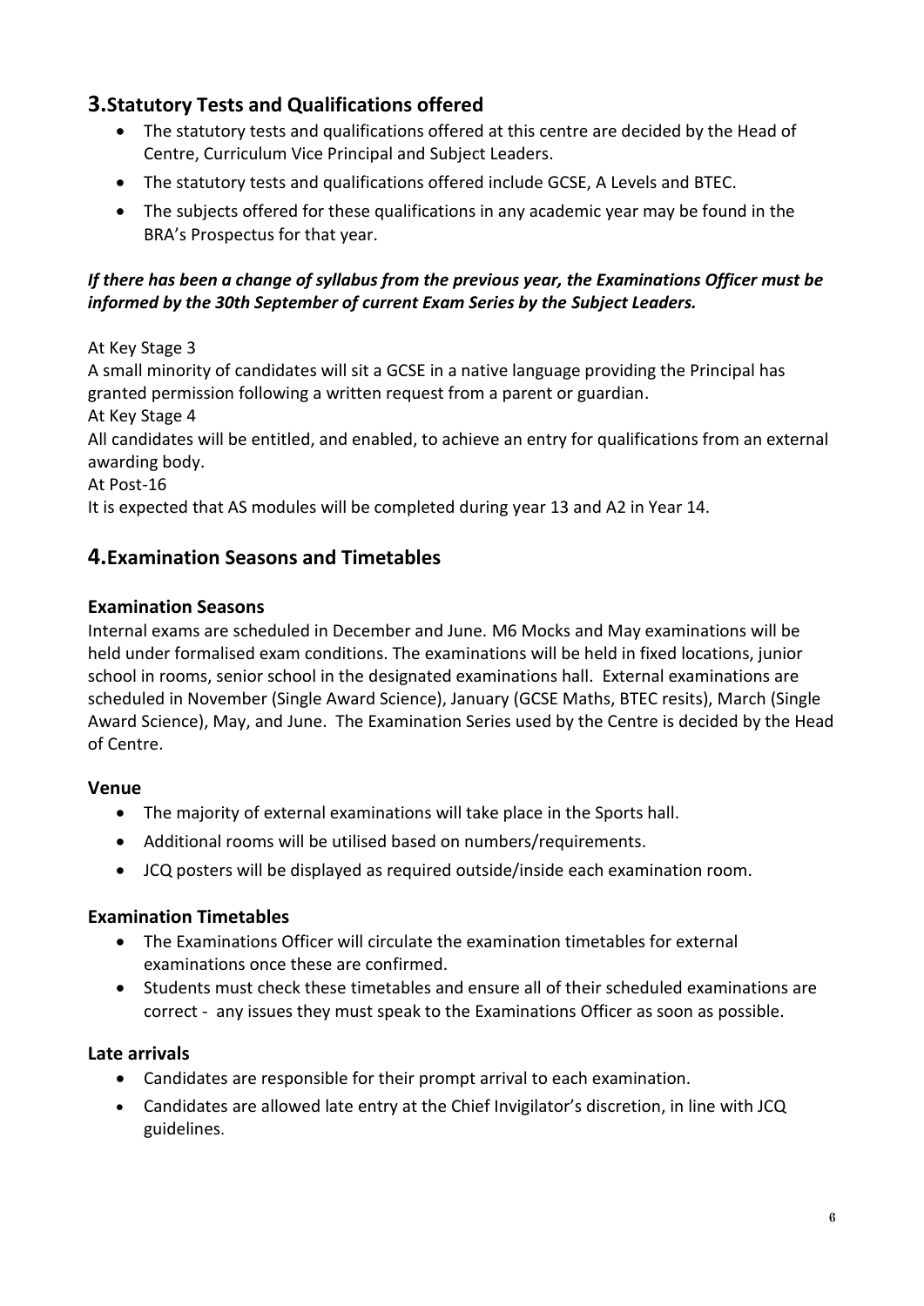## 3. Statutory Tests and Qualifications offered

- The statutory tests and qualifications offered at this centre are decided by the Head of Centre, Curriculum Vice Principal and Subject Leaders.
- The statutory tests and qualifications offered include GCSE, A Levels and BTEC.
- The subjects offered for these qualifications in any academic year may be found in the BRA's Prospectus for that year.

***If there has been a change of syllabus from the previous year, the Examinations Officer must be informed by the 30th September of current Exam Series by the Subject Leaders.***

At Key Stage 3
A small minority of candidates will sit a GCSE in a native language providing the Principal has granted permission following a written request from a parent or guardian.
At Key Stage 4
All candidates will be entitled, and enabled, to achieve an entry for qualifications from an external awarding body.
At Post-16
It is expected that AS modules will be completed during year 13 and A2 in Year 14.

## 4. Examination Seasons and Timetables

### Examination Seasons

Internal exams are scheduled in December and June. M6 Mocks and May examinations will be held under formalised exam conditions. The examinations will be held in fixed locations, junior school in rooms, senior school in the designated examinations hall. External examinations are scheduled in November (Single Award Science), January (GCSE Maths, BTEC resits), March (Single Award Science), May, and June. The Examination Series used by the Centre is decided by the Head of Centre.

### Venue

- The majority of external examinations will take place in the Sports hall.
- Additional rooms will be utilised based on numbers/requirements.
- JCQ posters will be displayed as required outside/inside each examination room.

### Examination Timetables

- The Examinations Officer will circulate the examination timetables for external examinations once these are confirmed.
- Students must check these timetables and ensure all of their scheduled examinations are correct - any issues they must speak to the Examinations Officer as soon as possible.

### Late arrivals

- Candidates are responsible for their prompt arrival to each examination.
- Candidates are allowed late entry at the Chief Invigilator's discretion, in line with JCQ guidelines.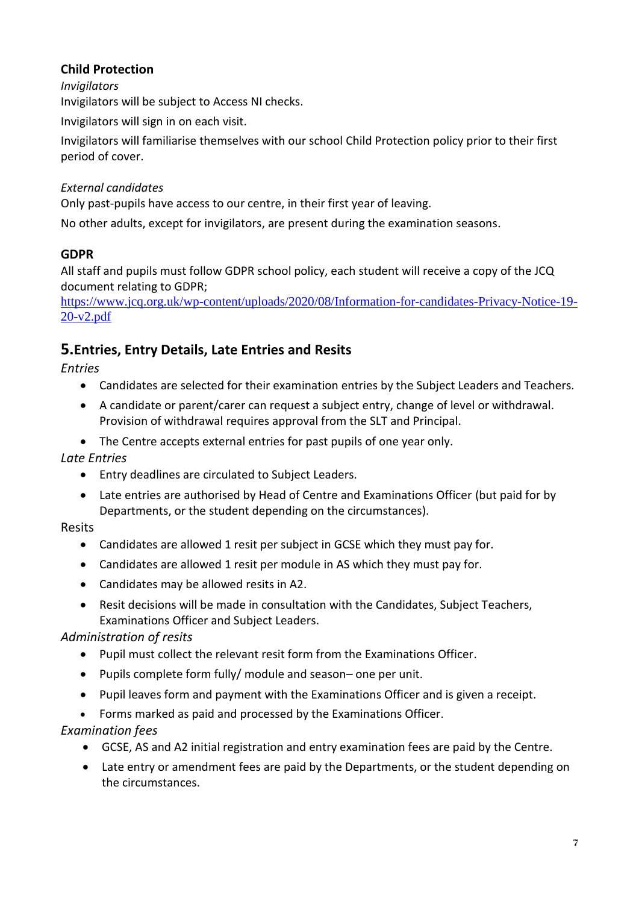### Child Protection

*Invigilators*

Invigilators will be subject to Access NI checks.

Invigilators will sign in on each visit.

Invigilators will familiarise themselves with our school Child Protection policy prior to their first period of cover.

*External candidates*

Only past-pupils have access to our centre, in their first year of leaving.

No other adults, except for invigilators, are present during the examination seasons.

### GDPR

All staff and pupils must follow GDPR school policy, each student will receive a copy of the JCQ document relating to GDPR;
[https://www.jcq.org.uk/wp-content/uploads/2020/08/Information-for-candidates-Privacy-Notice-19-20-v2.pdf](https://www.jcq.org.uk/wp-content/uploads/2020/08/Information-for-candidates-Privacy-Notice-19-20-v2.pdf)

## 5.Entries, Entry Details, Late Entries and Resits

*Entries*

- Candidates are selected for their examination entries by the Subject Leaders and Teachers.
- A candidate or parent/carer can request a subject entry, change of level or withdrawal. Provision of withdrawal requires approval from the SLT and Principal.
- The Centre accepts external entries for past pupils of one year only.

*Late Entries*

- Entry deadlines are circulated to Subject Leaders.
- Late entries are authorised by Head of Centre and Examinations Officer (but paid for by Departments, or the student depending on the circumstances).

Resits

- Candidates are allowed 1 resit per subject in GCSE which they must pay for.
- Candidates are allowed 1 resit per module in AS which they must pay for.
- Candidates may be allowed resits in A2.
- Resit decisions will be made in consultation with the Candidates, Subject Teachers, Examinations Officer and Subject Leaders.

*Administration of resits*

- Pupil must collect the relevant resit form from the Examinations Officer.
- Pupils complete form fully/ module and season– one per unit.
- Pupil leaves form and payment with the Examinations Officer and is given a receipt.
- Forms marked as paid and processed by the Examinations Officer.

*Examination fees*

- GCSE, AS and A2 initial registration and entry examination fees are paid by the Centre.
- Late entry or amendment fees are paid by the Departments, or the student depending on the circumstances.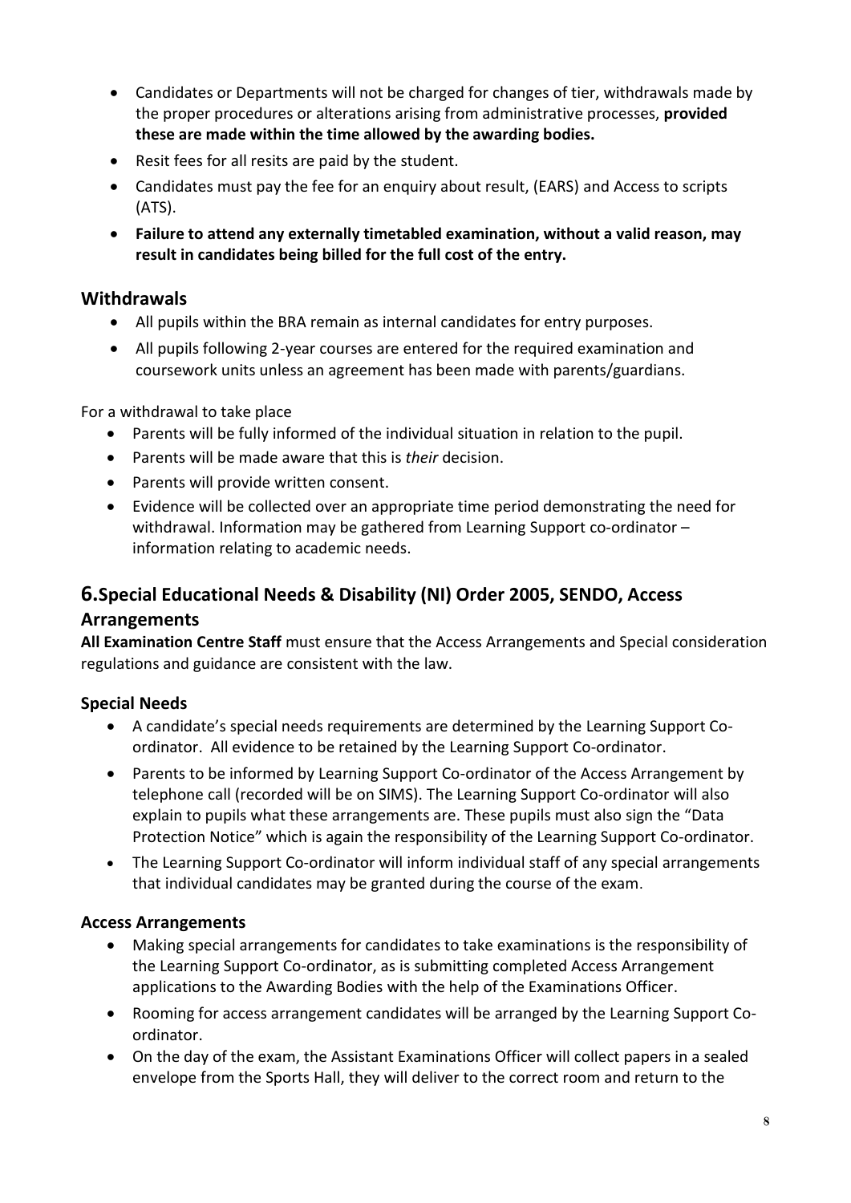- Candidates or Departments will not be charged for changes of tier, withdrawals made by the proper procedures or alterations arising from administrative processes, **provided these are made within the time allowed by the awarding bodies.**
- Resit fees for all resits are paid by the student.
- Candidates must pay the fee for an enquiry about result, (EARS) and Access to scripts (ATS).
- **Failure to attend any externally timetabled examination, without a valid reason, may result in candidates being billed for the full cost of the entry.**

### Withdrawals

- All pupils within the BRA remain as internal candidates for entry purposes.
- All pupils following 2-year courses are entered for the required examination and coursework units unless an agreement has been made with parents/guardians.

For a withdrawal to take place

- Parents will be fully informed of the individual situation in relation to the pupil.
- Parents will be made aware that this is *their* decision.
- Parents will provide written consent.
- Evidence will be collected over an appropriate time period demonstrating the need for withdrawal. Information may be gathered from Learning Support co-ordinator – information relating to academic needs.

## 6.Special Educational Needs & Disability (NI) Order 2005, SENDO, Access Arrangements

**All Examination Centre Staff** must ensure that the Access Arrangements and Special consideration regulations and guidance are consistent with the law.

### Special Needs

- A candidate's special needs requirements are determined by the Learning Support Co-ordinator. All evidence to be retained by the Learning Support Co-ordinator.
- Parents to be informed by Learning Support Co-ordinator of the Access Arrangement by telephone call (recorded will be on SIMS). The Learning Support Co-ordinator will also explain to pupils what these arrangements are. These pupils must also sign the "Data Protection Notice" which is again the responsibility of the Learning Support Co-ordinator.
- The Learning Support Co-ordinator will inform individual staff of any special arrangements that individual candidates may be granted during the course of the exam.

### Access Arrangements

- Making special arrangements for candidates to take examinations is the responsibility of the Learning Support Co-ordinator, as is submitting completed Access Arrangement applications to the Awarding Bodies with the help of the Examinations Officer.
- Rooming for access arrangement candidates will be arranged by the Learning Support Co-ordinator.
- On the day of the exam, the Assistant Examinations Officer will collect papers in a sealed envelope from the Sports Hall, they will deliver to the correct room and return to the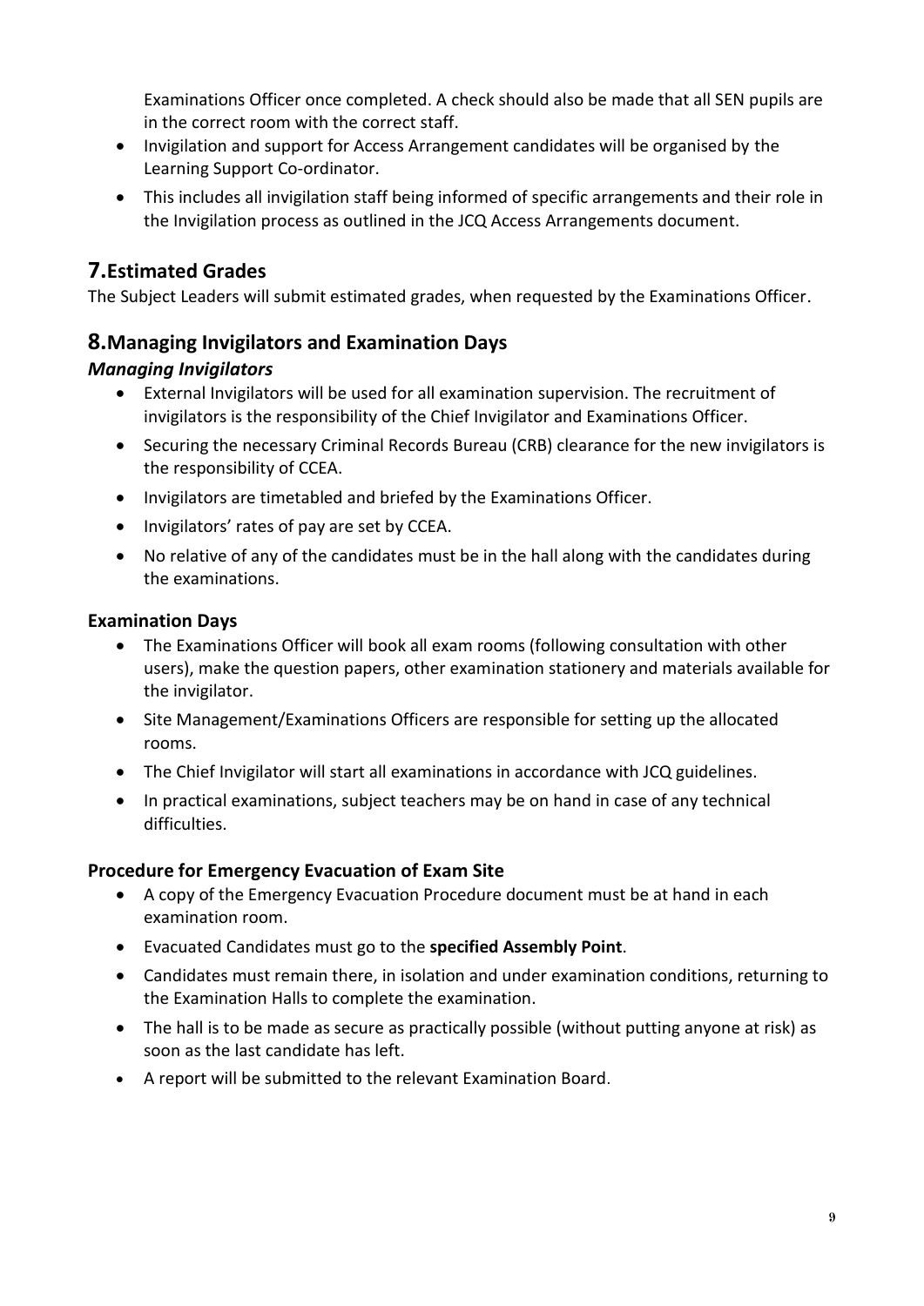Examinations Officer once completed. A check should also be made that all SEN pupils are in the correct room with the correct staff.

- Invigilation and support for Access Arrangement candidates will be organised by the Learning Support Co-ordinator.
- This includes all invigilation staff being informed of specific arrangements and their role in the Invigilation process as outlined in the JCQ Access Arrangements document.

## 7. Estimated Grades

The Subject Leaders will submit estimated grades, when requested by the Examinations Officer.

## 8. Managing Invigilators and Examination Days

### *Managing Invigilators*

- External Invigilators will be used for all examination supervision. The recruitment of invigilators is the responsibility of the Chief Invigilator and Examinations Officer.
- Securing the necessary Criminal Records Bureau (CRB) clearance for the new invigilators is the responsibility of CCEA.
- Invigilators are timetabled and briefed by the Examinations Officer.
- Invigilators' rates of pay are set by CCEA.
- No relative of any of the candidates must be in the hall along with the candidates during the examinations.

### Examination Days

- The Examinations Officer will book all exam rooms (following consultation with other users), make the question papers, other examination stationery and materials available for the invigilator.
- Site Management/Examinations Officers are responsible for setting up the allocated rooms.
- The Chief Invigilator will start all examinations in accordance with JCQ guidelines.
- In practical examinations, subject teachers may be on hand in case of any technical difficulties.

### Procedure for Emergency Evacuation of Exam Site

- A copy of the Emergency Evacuation Procedure document must be at hand in each examination room.
- Evacuated Candidates must go to the **specified Assembly Point**.
- Candidates must remain there, in isolation and under examination conditions, returning to the Examination Halls to complete the examination.
- The hall is to be made as secure as practically possible (without putting anyone at risk) as soon as the last candidate has left.
- A report will be submitted to the relevant Examination Board.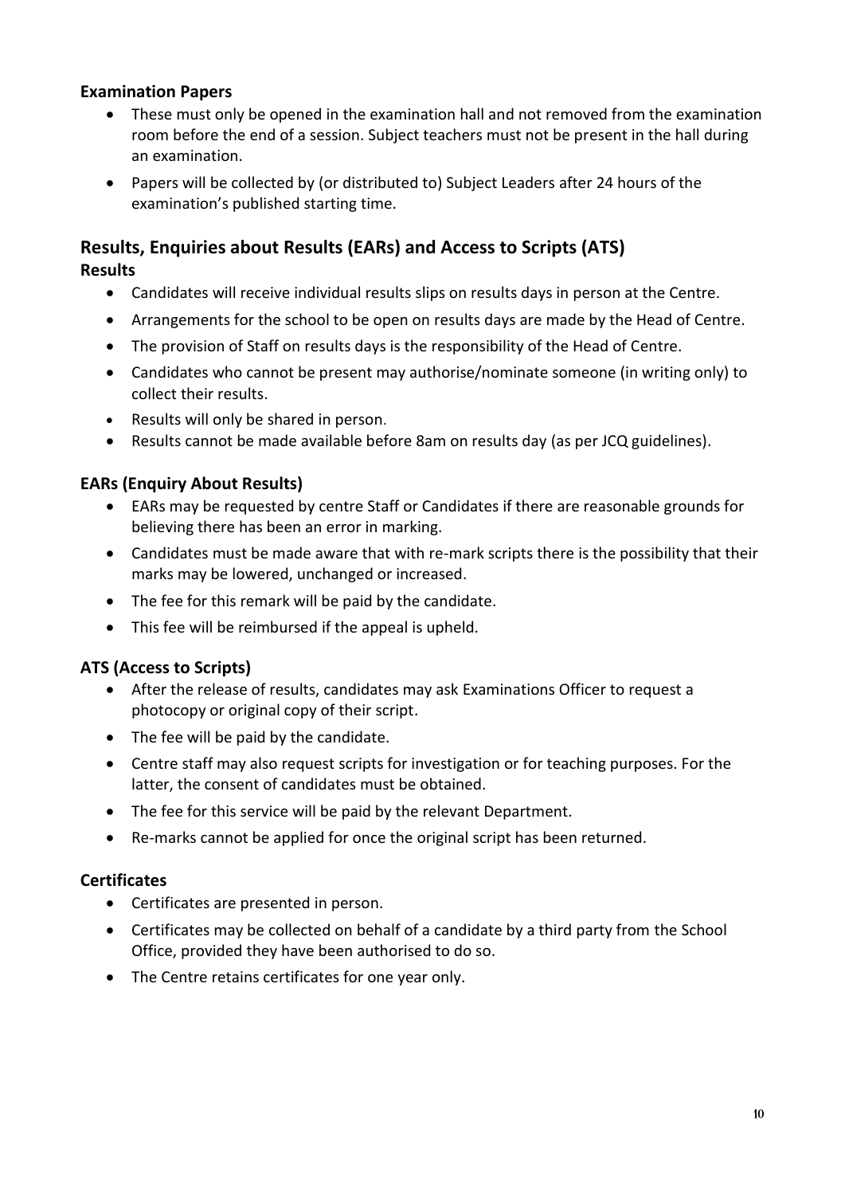### Examination Papers

- These must only be opened in the examination hall and not removed from the examination room before the end of a session. Subject teachers must not be present in the hall during an examination.
- Papers will be collected by (or distributed to) Subject Leaders after 24 hours of the examination's published starting time.

## Results, Enquiries about Results (EARs) and Access to Scripts (ATS)

### Results

- Candidates will receive individual results slips on results days in person at the Centre.
- Arrangements for the school to be open on results days are made by the Head of Centre.
- The provision of Staff on results days is the responsibility of the Head of Centre.
- Candidates who cannot be present may authorise/nominate someone (in writing only) to collect their results.
- Results will only be shared in person.
- Results cannot be made available before 8am on results day (as per JCQ guidelines).

### EARs (Enquiry About Results)

- EARs may be requested by centre Staff or Candidates if there are reasonable grounds for believing there has been an error in marking.
- Candidates must be made aware that with re-mark scripts there is the possibility that their marks may be lowered, unchanged or increased.
- The fee for this remark will be paid by the candidate.
- This fee will be reimbursed if the appeal is upheld.

### ATS (Access to Scripts)

- After the release of results, candidates may ask Examinations Officer to request a photocopy or original copy of their script.
- The fee will be paid by the candidate.
- Centre staff may also request scripts for investigation or for teaching purposes. For the latter, the consent of candidates must be obtained.
- The fee for this service will be paid by the relevant Department.
- Re-marks cannot be applied for once the original script has been returned.

### Certificates

- Certificates are presented in person.
- Certificates may be collected on behalf of a candidate by a third party from the School Office, provided they have been authorised to do so.
- The Centre retains certificates for one year only.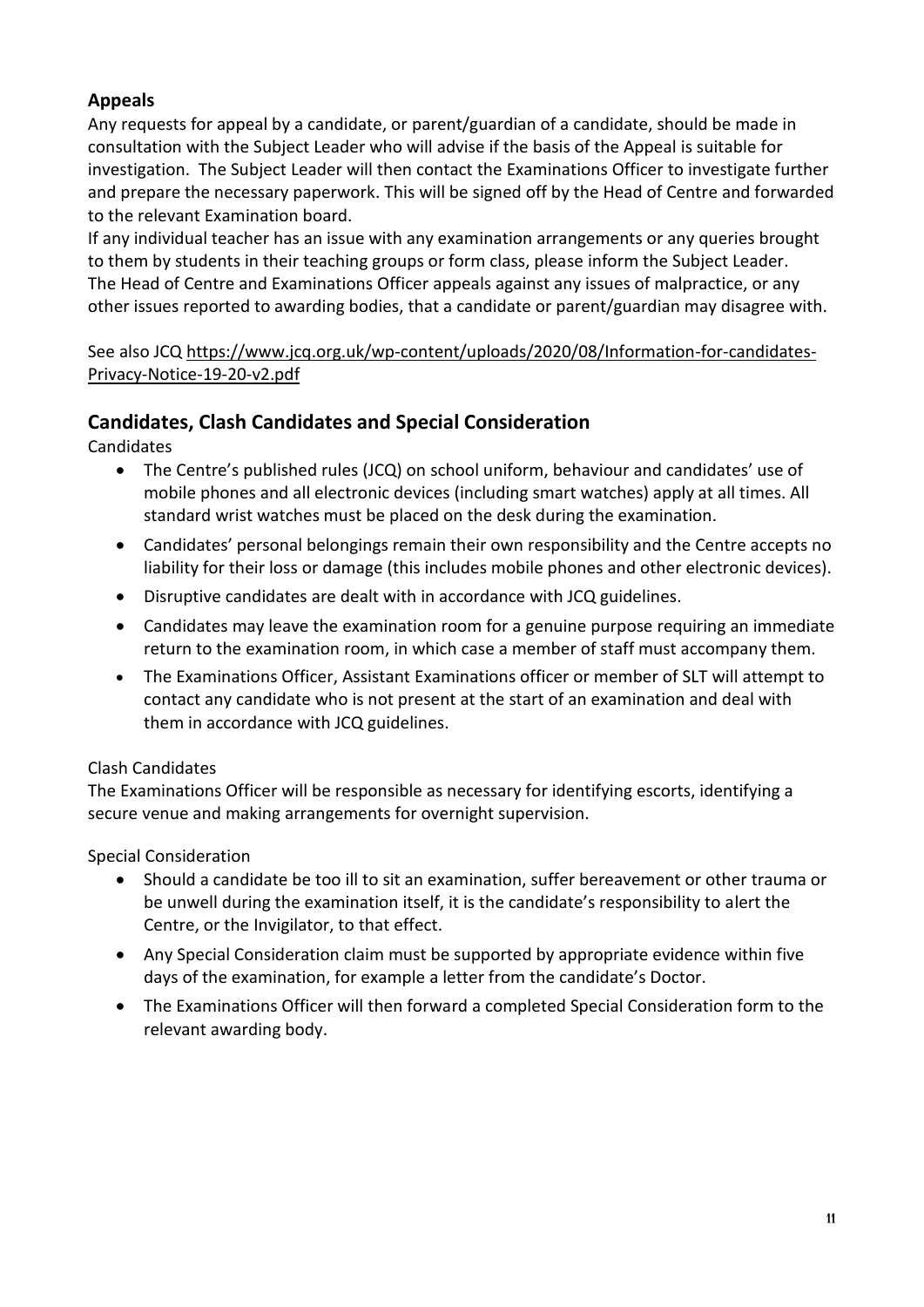## Appeals

Any requests for appeal by a candidate, or parent/guardian of a candidate, should be made in consultation with the Subject Leader who will advise if the basis of the Appeal is suitable for investigation. The Subject Leader will then contact the Examinations Officer to investigate further and prepare the necessary paperwork. This will be signed off by the Head of Centre and forwarded to the relevant Examination board.

If any individual teacher has an issue with any examination arrangements or any queries brought to them by students in their teaching groups or form class, please inform the Subject Leader.

The Head of Centre and Examinations Officer appeals against any issues of malpractice, or any other issues reported to awarding bodies, that a candidate or parent/guardian may disagree with.

See also JCQ https://www.jcq.org.uk/wp-content/uploads/2020/08/Information-for-candidates-Privacy-Notice-19-20-v2.pdf

## Candidates, Clash Candidates and Special Consideration

Candidates

- The Centre's published rules (JCQ) on school uniform, behaviour and candidates' use of mobile phones and all electronic devices (including smart watches) apply at all times. All standard wrist watches must be placed on the desk during the examination.
- Candidates' personal belongings remain their own responsibility and the Centre accepts no liability for their loss or damage (this includes mobile phones and other electronic devices).
- Disruptive candidates are dealt with in accordance with JCQ guidelines.
- Candidates may leave the examination room for a genuine purpose requiring an immediate return to the examination room, in which case a member of staff must accompany them.
- The Examinations Officer, Assistant Examinations officer or member of SLT will attempt to contact any candidate who is not present at the start of an examination and deal with them in accordance with JCQ guidelines.

Clash Candidates

The Examinations Officer will be responsible as necessary for identifying escorts, identifying a secure venue and making arrangements for overnight supervision.

Special Consideration

- Should a candidate be too ill to sit an examination, suffer bereavement or other trauma or be unwell during the examination itself, it is the candidate's responsibility to alert the Centre, or the Invigilator, to that effect.
- Any Special Consideration claim must be supported by appropriate evidence within five days of the examination, for example a letter from the candidate's Doctor.
- The Examinations Officer will then forward a completed Special Consideration form to the relevant awarding body.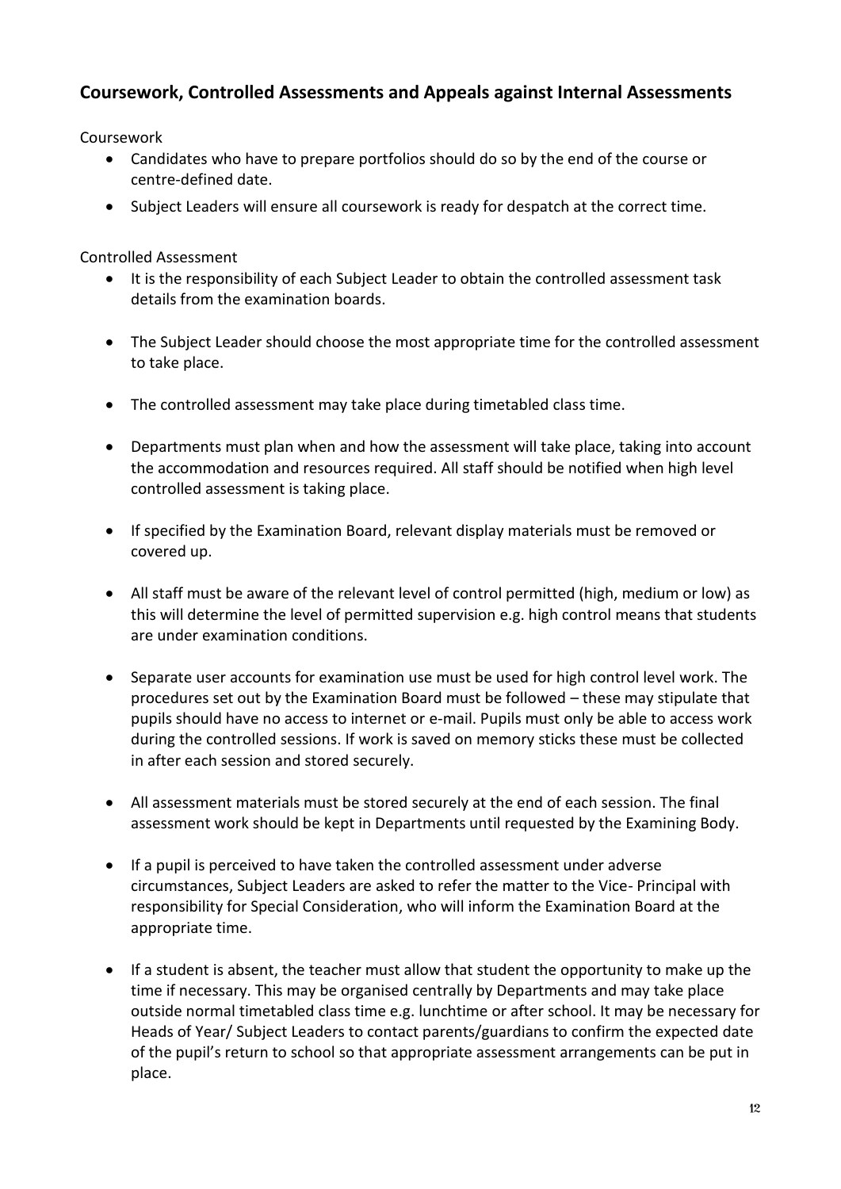## Coursework, Controlled Assessments and Appeals against Internal Assessments

Coursework

- Candidates who have to prepare portfolios should do so by the end of the course or centre-defined date.
- Subject Leaders will ensure all coursework is ready for despatch at the correct time.

Controlled Assessment

- It is the responsibility of each Subject Leader to obtain the controlled assessment task details from the examination boards.
- The Subject Leader should choose the most appropriate time for the controlled assessment to take place.
- The controlled assessment may take place during timetabled class time.
- Departments must plan when and how the assessment will take place, taking into account the accommodation and resources required. All staff should be notified when high level controlled assessment is taking place.
- If specified by the Examination Board, relevant display materials must be removed or covered up.
- All staff must be aware of the relevant level of control permitted (high, medium or low) as this will determine the level of permitted supervision e.g. high control means that students are under examination conditions.
- Separate user accounts for examination use must be used for high control level work. The procedures set out by the Examination Board must be followed – these may stipulate that pupils should have no access to internet or e-mail. Pupils must only be able to access work during the controlled sessions. If work is saved on memory sticks these must be collected in after each session and stored securely.
- All assessment materials must be stored securely at the end of each session. The final assessment work should be kept in Departments until requested by the Examining Body.
- If a pupil is perceived to have taken the controlled assessment under adverse circumstances, Subject Leaders are asked to refer the matter to the Vice- Principal with responsibility for Special Consideration, who will inform the Examination Board at the appropriate time.
- If a student is absent, the teacher must allow that student the opportunity to make up the time if necessary. This may be organised centrally by Departments and may take place outside normal timetabled class time e.g. lunchtime or after school. It may be necessary for Heads of Year/ Subject Leaders to contact parents/guardians to confirm the expected date of the pupil's return to school so that appropriate assessment arrangements can be put in place.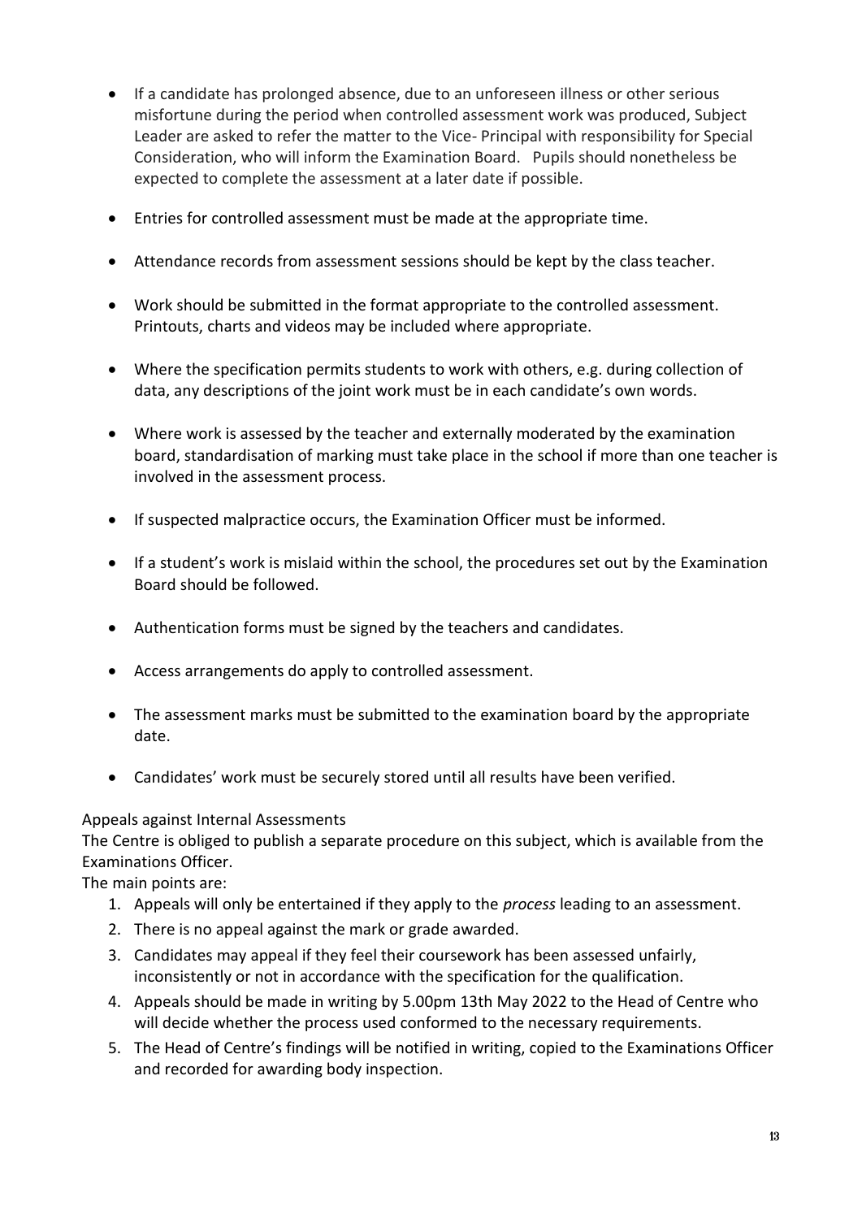- If a candidate has prolonged absence, due to an unforeseen illness or other serious misfortune during the period when controlled assessment work was produced, Subject Leader are asked to refer the matter to the Vice- Principal with responsibility for Special Consideration, who will inform the Examination Board.   Pupils should nonetheless be expected to complete the assessment at a later date if possible.
- Entries for controlled assessment must be made at the appropriate time.
- Attendance records from assessment sessions should be kept by the class teacher.
- Work should be submitted in the format appropriate to the controlled assessment. Printouts, charts and videos may be included where appropriate.
- Where the specification permits students to work with others, e.g. during collection of data, any descriptions of the joint work must be in each candidate's own words.
- Where work is assessed by the teacher and externally moderated by the examination board, standardisation of marking must take place in the school if more than one teacher is involved in the assessment process.
- If suspected malpractice occurs, the Examination Officer must be informed.
- If a student's work is mislaid within the school, the procedures set out by the Examination Board should be followed.
- Authentication forms must be signed by the teachers and candidates.
- Access arrangements do apply to controlled assessment.
- The assessment marks must be submitted to the examination board by the appropriate date.
- Candidates' work must be securely stored until all results have been verified.

Appeals against Internal Assessments

The Centre is obliged to publish a separate procedure on this subject, which is available from the Examinations Officer.

The main points are:

1. Appeals will only be entertained if they apply to the *process* leading to an assessment.
2. There is no appeal against the mark or grade awarded.
3. Candidates may appeal if they feel their coursework has been assessed unfairly, inconsistently or not in accordance with the specification for the qualification.
4. Appeals should be made in writing by 5.00pm 13th May 2022 to the Head of Centre who will decide whether the process used conformed to the necessary requirements.
5. The Head of Centre's findings will be notified in writing, copied to the Examinations Officer and recorded for awarding body inspection.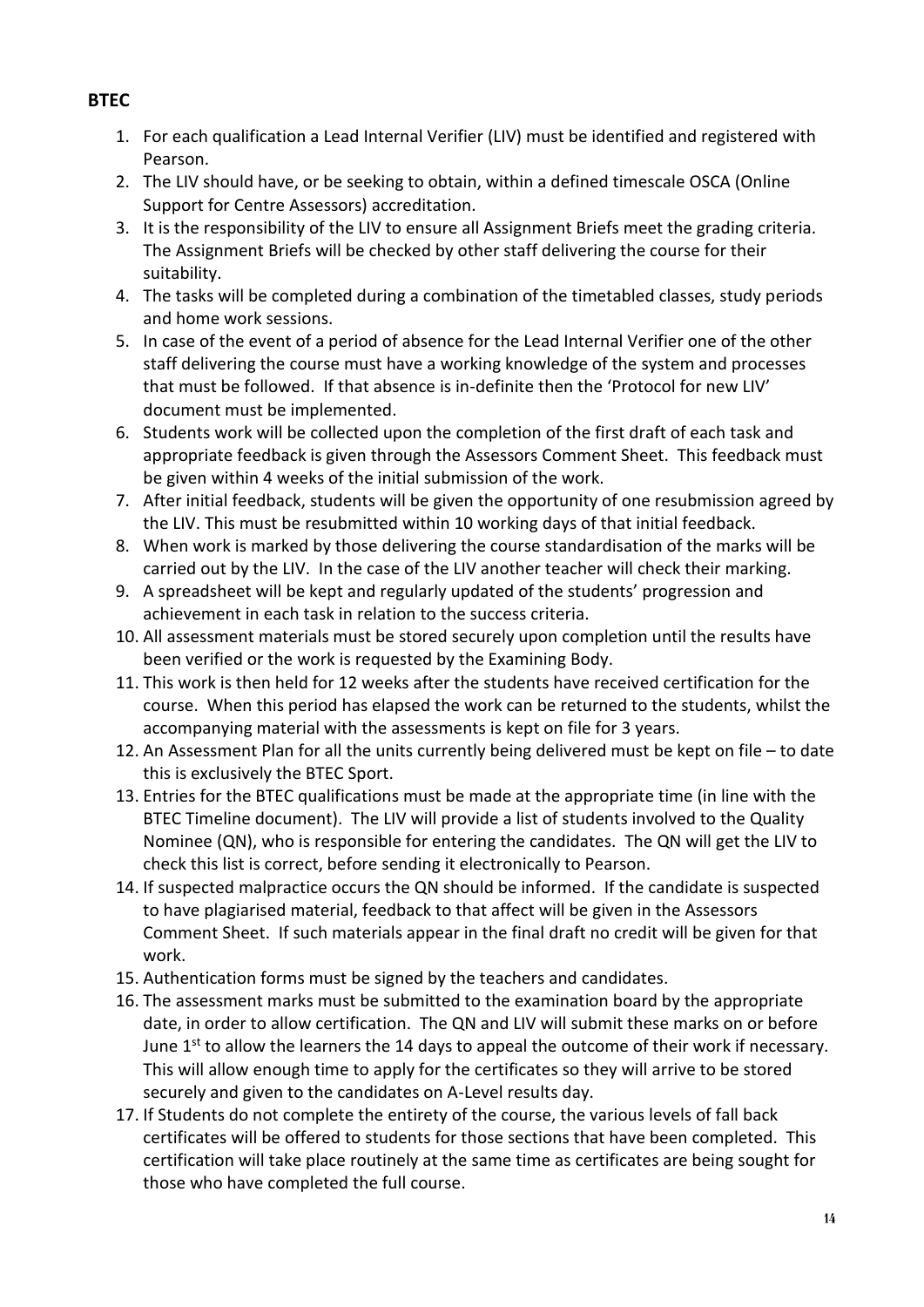## BTEC

1. For each qualification a Lead Internal Verifier (LIV) must be identified and registered with Pearson.
2. The LIV should have, or be seeking to obtain, within a defined timescale OSCA (Online Support for Centre Assessors) accreditation.
3. It is the responsibility of the LIV to ensure all Assignment Briefs meet the grading criteria. The Assignment Briefs will be checked by other staff delivering the course for their suitability.
4. The tasks will be completed during a combination of the timetabled classes, study periods and home work sessions.
5. In case of the event of a period of absence for the Lead Internal Verifier one of the other staff delivering the course must have a working knowledge of the system and processes that must be followed. If that absence is in-definite then the 'Protocol for new LIV' document must be implemented.
6. Students work will be collected upon the completion of the first draft of each task and appropriate feedback is given through the Assessors Comment Sheet. This feedback must be given within 4 weeks of the initial submission of the work.
7. After initial feedback, students will be given the opportunity of one resubmission agreed by the LIV. This must be resubmitted within 10 working days of that initial feedback.
8. When work is marked by those delivering the course standardisation of the marks will be carried out by the LIV. In the case of the LIV another teacher will check their marking.
9. A spreadsheet will be kept and regularly updated of the students' progression and achievement in each task in relation to the success criteria.
10. All assessment materials must be stored securely upon completion until the results have been verified or the work is requested by the Examining Body.
11. This work is then held for 12 weeks after the students have received certification for the course. When this period has elapsed the work can be returned to the students, whilst the accompanying material with the assessments is kept on file for 3 years.
12. An Assessment Plan for all the units currently being delivered must be kept on file – to date this is exclusively the BTEC Sport.
13. Entries for the BTEC qualifications must be made at the appropriate time (in line with the BTEC Timeline document). The LIV will provide a list of students involved to the Quality Nominee (QN), who is responsible for entering the candidates. The QN will get the LIV to check this list is correct, before sending it electronically to Pearson.
14. If suspected malpractice occurs the QN should be informed. If the candidate is suspected to have plagiarised material, feedback to that affect will be given in the Assessors Comment Sheet. If such materials appear in the final draft no credit will be given for that work.
15. Authentication forms must be signed by the teachers and candidates.
16. The assessment marks must be submitted to the examination board by the appropriate date, in order to allow certification. The QN and LIV will submit these marks on or before June 1st to allow the learners the 14 days to appeal the outcome of their work if necessary. This will allow enough time to apply for the certificates so they will arrive to be stored securely and given to the candidates on A-Level results day.
17. If Students do not complete the entirety of the course, the various levels of fall back certificates will be offered to students for those sections that have been completed. This certification will take place routinely at the same time as certificates are being sought for those who have completed the full course.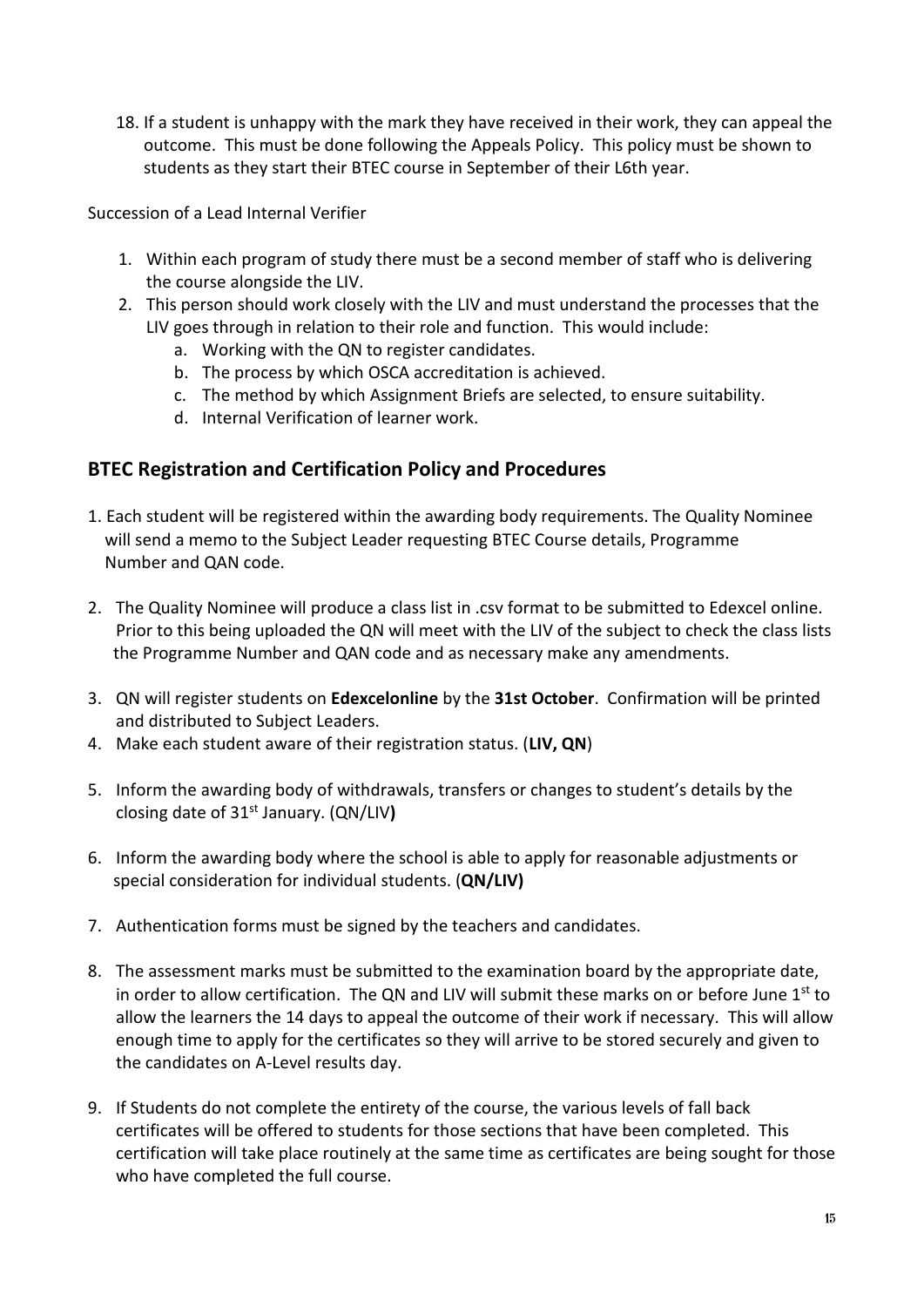18. If a student is unhappy with the mark they have received in their work, they can appeal the outcome. This must be done following the Appeals Policy. This policy must be shown to students as they start their BTEC course in September of their L6th year.

Succession of a Lead Internal Verifier

1. Within each program of study there must be a second member of staff who is delivering the course alongside the LIV.
2. This person should work closely with the LIV and must understand the processes that the LIV goes through in relation to their role and function. This would include:
   a. Working with the QN to register candidates.
   b. The process by which OSCA accreditation is achieved.
   c. The method by which Assignment Briefs are selected, to ensure suitability.
   d. Internal Verification of learner work.

## BTEC Registration and Certification Policy and Procedures

1. Each student will be registered within the awarding body requirements. The Quality Nominee will send a memo to the Subject Leader requesting BTEC Course details, Programme Number and QAN code.

2. The Quality Nominee will produce a class list in .csv format to be submitted to Edexcel online. Prior to this being uploaded the QN will meet with the LIV of the subject to check the class lists the Programme Number and QAN code and as necessary make any amendments.

3. QN will register students on **Edexcelonline** by the **31st October**. Confirmation will be printed and distributed to Subject Leaders.
4. Make each student aware of their registration status. (**LIV, QN**)

5. Inform the awarding body of withdrawals, transfers or changes to student's details by the closing date of 31st January. (QN/LIV**)**

6. Inform the awarding body where the school is able to apply for reasonable adjustments or special consideration for individual students. (**QN/LIV)**

7. Authentication forms must be signed by the teachers and candidates.

8. The assessment marks must be submitted to the examination board by the appropriate date, in order to allow certification. The QN and LIV will submit these marks on or before June 1st to allow the learners the 14 days to appeal the outcome of their work if necessary. This will allow enough time to apply for the certificates so they will arrive to be stored securely and given to the candidates on A-Level results day.

9. If Students do not complete the entirety of the course, the various levels of fall back certificates will be offered to students for those sections that have been completed. This certification will take place routinely at the same time as certificates are being sought for those who have completed the full course.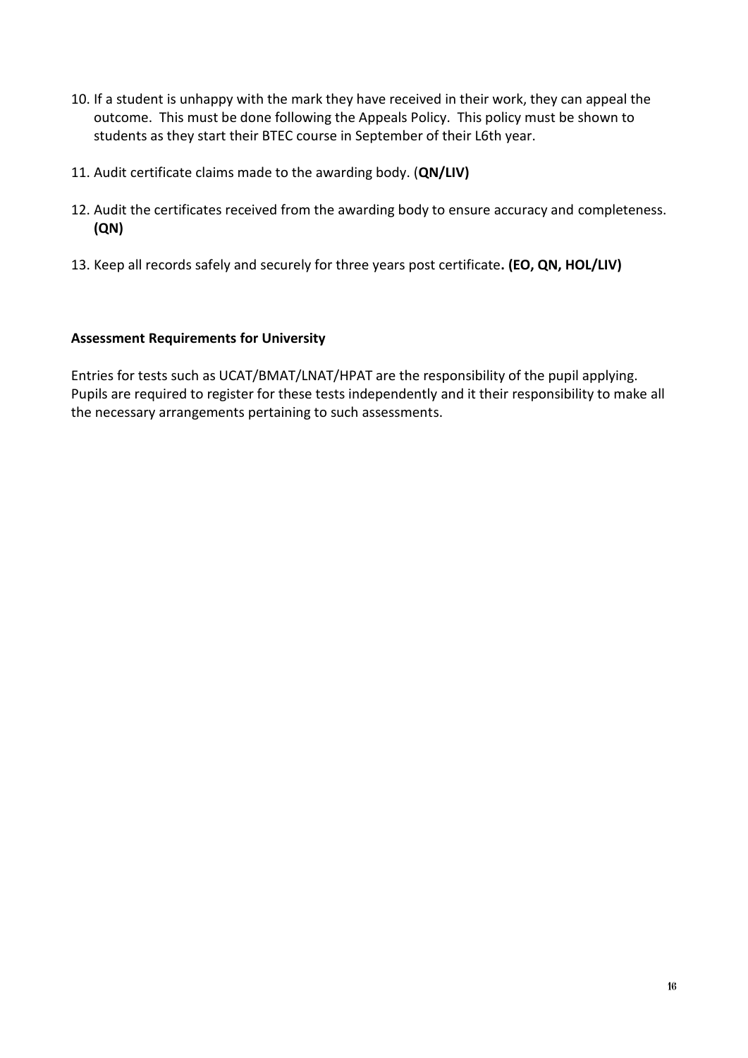10. If a student is unhappy with the mark they have received in their work, they can appeal the outcome. This must be done following the Appeals Policy. This policy must be shown to students as they start their BTEC course in September of their L6th year.

11. Audit certificate claims made to the awarding body. (**QN/LIV)**

12. Audit the certificates received from the awarding body to ensure accuracy and completeness. **(QN)**

13. Keep all records safely and securely for three years post certificate**. (EO, QN, HOL/LIV)**

**Assessment Requirements for University**

Entries for tests such as UCAT/BMAT/LNAT/HPAT are the responsibility of the pupil applying. Pupils are required to register for these tests independently and it their responsibility to make all the necessary arrangements pertaining to such assessments.